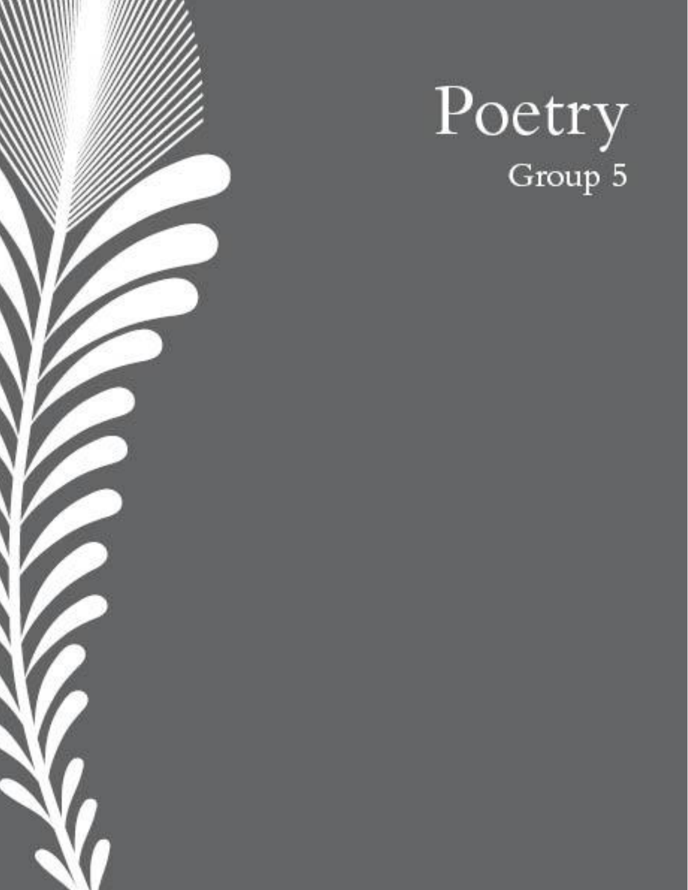# Poetry

Group 5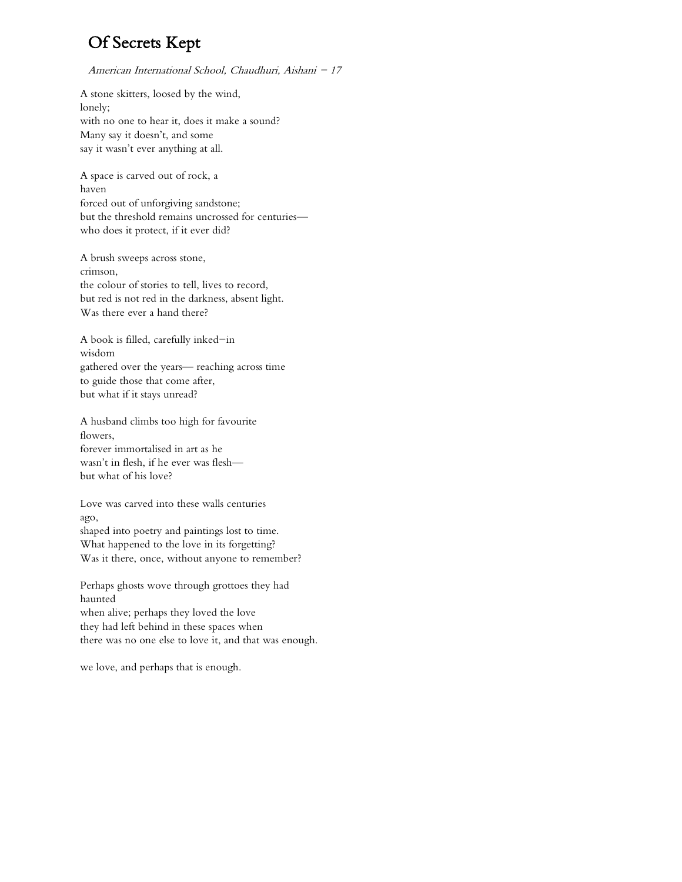# Of Secrets Kept

*American International School, Chaudhuri, Aishani – 17*

A stone skitters, loosed by the wind,  
lonely;  
with no one to hear it, does it make a sound?  
Many say it doesn't, and some  
say it wasn't ever anything at all.

A space is carved out of rock, a  
haven  
forced out of unforgiving sandstone;  
but the threshold remains uncrossed for centuries—  
who does it protect, if it ever did?

A brush sweeps across stone,  
crimson,  
the colour of stories to tell, lives to record,  
but red is not red in the darkness, absent light.  
Was there ever a hand there?

A book is filled, carefully inked–in  
wisdom  
gathered over the years— reaching across time  
to guide those that come after,  
but what if it stays unread?

A husband climbs too high for favourite  
flowers,  
forever immortalised in art as he  
wasn't in flesh, if he ever was flesh—  
but what of his love?

Love was carved into these walls centuries  
ago,  
shaped into poetry and paintings lost to time.  
What happened to the love in its forgetting?  
Was it there, once, without anyone to remember?

Perhaps ghosts wove through grottoes they had  
haunted  
when alive; perhaps they loved the love  
they had left behind in these spaces when  
there was no one else to love it, and that was enough.

we love, and perhaps that is enough.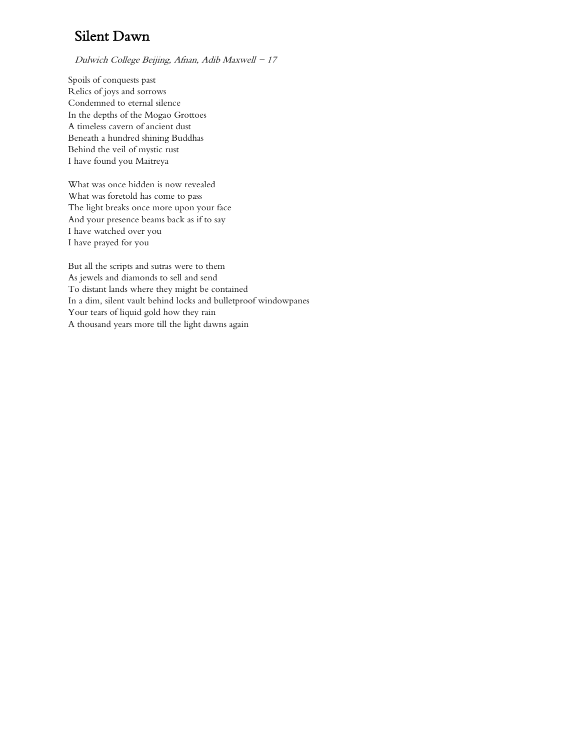# Silent Dawn

*Dulwich College Beijing, Afnan, Adib Maxwell – 17*

Spoils of conquests past
Relics of joys and sorrows
Condemned to eternal silence
In the depths of the Mogao Grottoes
A timeless cavern of ancient dust
Beneath a hundred shining Buddhas
Behind the veil of mystic rust
I have found you Maitreya

What was once hidden is now revealed
What was foretold has come to pass
The light breaks once more upon your face
And your presence beams back as if to say
I have watched over you
I have prayed for you

But all the scripts and sutras were to them
As jewels and diamonds to sell and send
To distant lands where they might be contained
In a dim, silent vault behind locks and bulletproof windowpanes
Your tears of liquid gold how they rain
A thousand years more till the light dawns again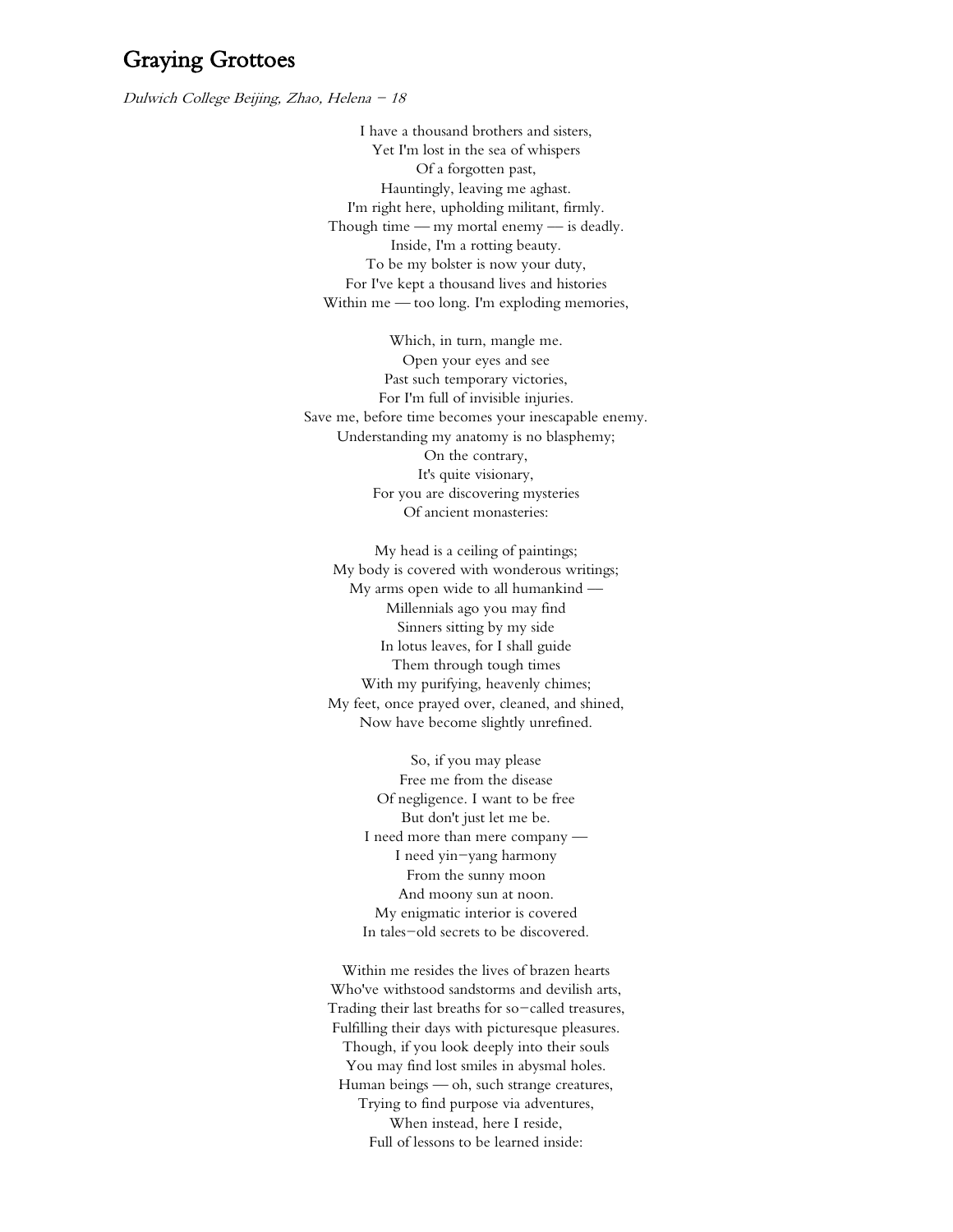## Graying Grottoes

*Dulwich College Beijing, Zhao, Helena – 18*

I have a thousand brothers and sisters,  
Yet I'm lost in the sea of whispers  
Of a forgotten past,  
Hauntingly, leaving me aghast.  
I'm right here, upholding militant, firmly.  
Though time — my mortal enemy — is deadly.  
Inside, I'm a rotting beauty.  
To be my bolster is now your duty,  
For I've kept a thousand lives and histories  
Within me — too long. I'm exploding memories,

Which, in turn, mangle me.  
Open your eyes and see  
Past such temporary victories,  
For I'm full of invisible injuries.  
Save me, before time becomes your inescapable enemy.  
Understanding my anatomy is no blasphemy;  
On the contrary,  
It's quite visionary,  
For you are discovering mysteries  
Of ancient monasteries:

My head is a ceiling of paintings;  
My body is covered with wonderous writings;  
My arms open wide to all humankind —  
Millennials ago you may find  
Sinners sitting by my side  
In lotus leaves, for I shall guide  
Them through tough times  
With my purifying, heavenly chimes;  
My feet, once prayed over, cleaned, and shined,  
Now have become slightly unrefined.

So, if you may please  
Free me from the disease  
Of negligence. I want to be free  
But don't just let me be.  
I need more than mere company —  
I need yin–yang harmony  
From the sunny moon  
And moony sun at noon.  
My enigmatic interior is covered  
In tales–old secrets to be discovered.

Within me resides the lives of brazen hearts  
Who've withstood sandstorms and devilish arts,  
Trading their last breaths for so–called treasures,  
Fulfilling their days with picturesque pleasures.  
Though, if you look deeply into their souls  
You may find lost smiles in abysmal holes.  
Human beings — oh, such strange creatures,  
Trying to find purpose via adventures,  
When instead, here I reside,  
Full of lessons to be learned inside: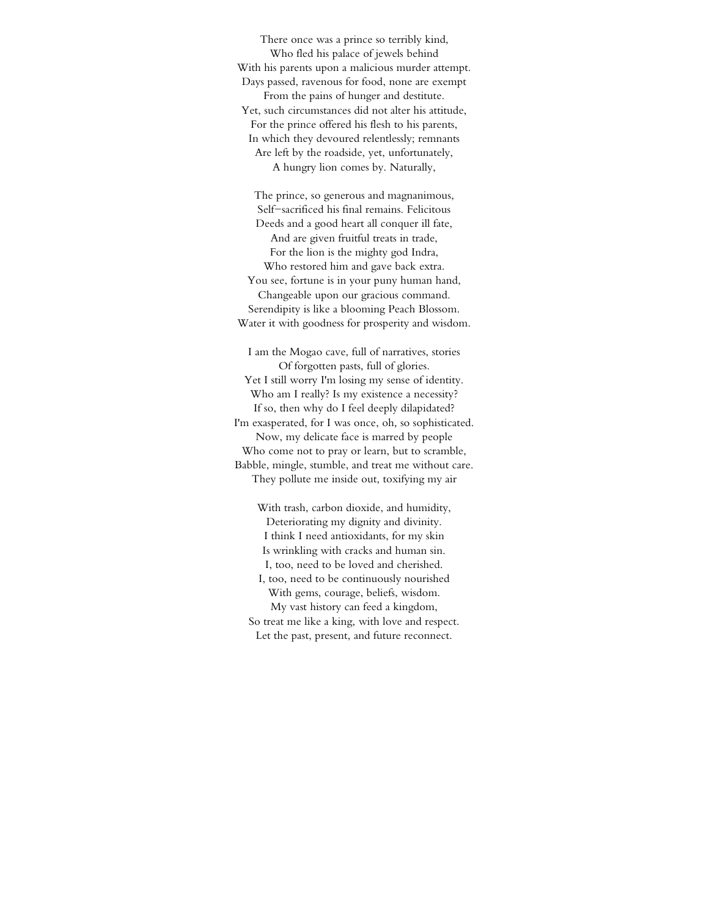There once was a prince so terribly kind,  
Who fled his palace of jewels behind  
With his parents upon a malicious murder attempt.  
Days passed, ravenous for food, none are exempt  
From the pains of hunger and destitute.  
Yet, such circumstances did not alter his attitude,  
For the prince offered his flesh to his parents,  
In which they devoured relentlessly; remnants  
Are left by the roadside, yet, unfortunately,  
A hungry lion comes by. Naturally,

The prince, so generous and magnanimous,  
Self–sacrificed his final remains. Felicitous  
Deeds and a good heart all conquer ill fate,  
And are given fruitful treats in trade,  
For the lion is the mighty god Indra,  
Who restored him and gave back extra.  
You see, fortune is in your puny human hand,  
Changeable upon our gracious command.  
Serendipity is like a blooming Peach Blossom.  
Water it with goodness for prosperity and wisdom.

I am the Mogao cave, full of narratives, stories  
Of forgotten pasts, full of glories.  
Yet I still worry I'm losing my sense of identity.  
Who am I really? Is my existence a necessity?  
If so, then why do I feel deeply dilapidated?  
I'm exasperated, for I was once, oh, so sophisticated.  
Now, my delicate face is marred by people  
Who come not to pray or learn, but to scramble,  
Babble, mingle, stumble, and treat me without care.  
They pollute me inside out, toxifying my air

With trash, carbon dioxide, and humidity,  
Deteriorating my dignity and divinity.  
I think I need antioxidants, for my skin  
Is wrinkling with cracks and human sin.  
I, too, need to be loved and cherished.  
I, too, need to be continuously nourished  
With gems, courage, beliefs, wisdom.  
My vast history can feed a kingdom,  
So treat me like a king, with love and respect.  
Let the past, present, and future reconnect.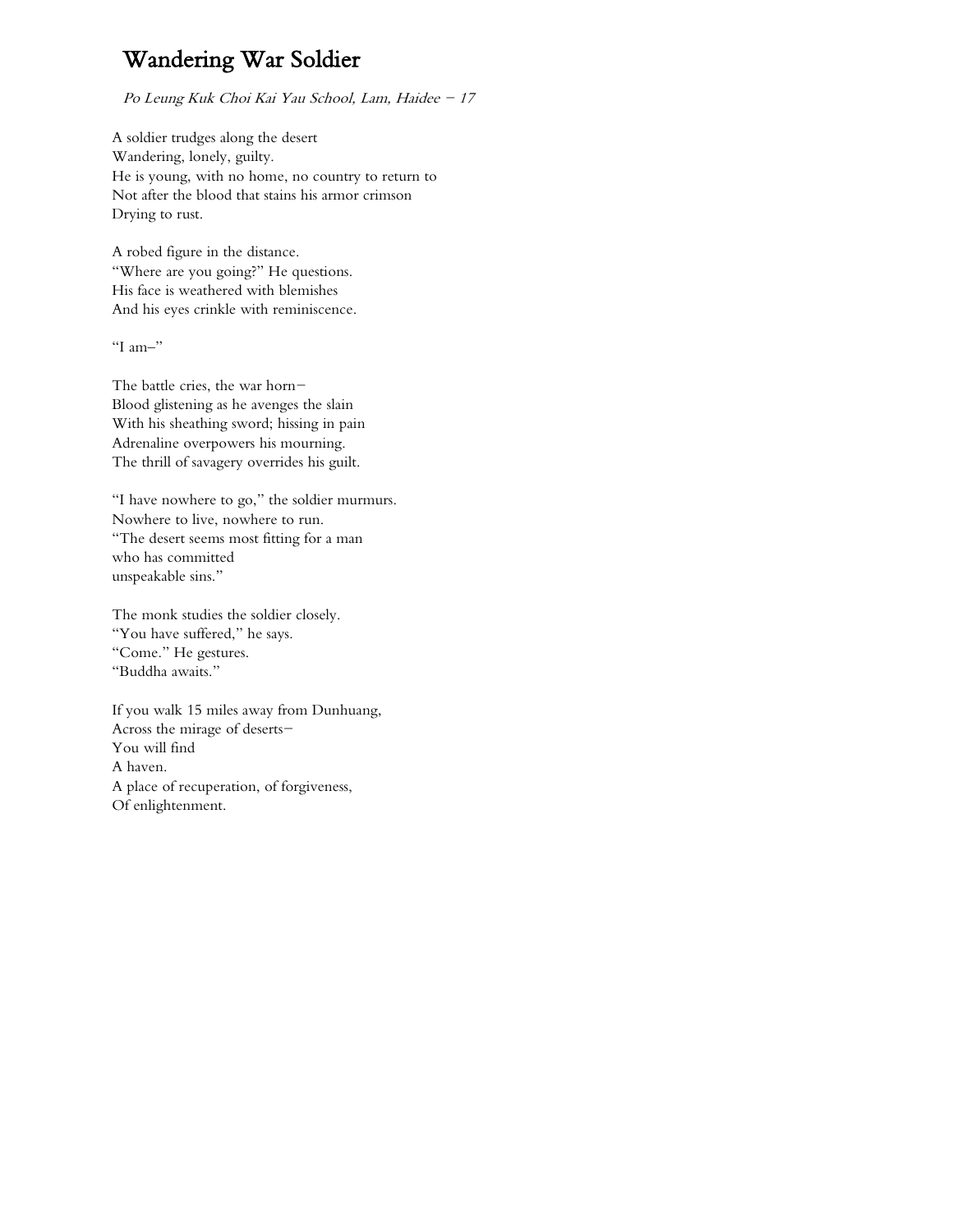# Wandering War Soldier

*Po Leung Kuk Choi Kai Yau School, Lam, Haidee – 17*

A soldier trudges along the desert  
Wandering, lonely, guilty.  
He is young, with no home, no country to return to  
Not after the blood that stains his armor crimson  
Drying to rust.

A robed figure in the distance.  
"Where are you going?" He questions.  
His face is weathered with blemishes  
And his eyes crinkle with reminiscence.

"I am–"

The battle cries, the war horn–  
Blood glistening as he avenges the slain  
With his sheathing sword; hissing in pain  
Adrenaline overpowers his mourning.  
The thrill of savagery overrides his guilt.

"I have nowhere to go," the soldier murmurs.  
Nowhere to live, nowhere to run.  
"The desert seems most fitting for a man  
who has committed  
unspeakable sins."

The monk studies the soldier closely.  
"You have suffered," he says.  
"Come." He gestures.  
"Buddha awaits."

If you walk 15 miles away from Dunhuang,  
Across the mirage of deserts–  
You will find  
A haven.  
A place of recuperation, of forgiveness,  
Of enlightenment.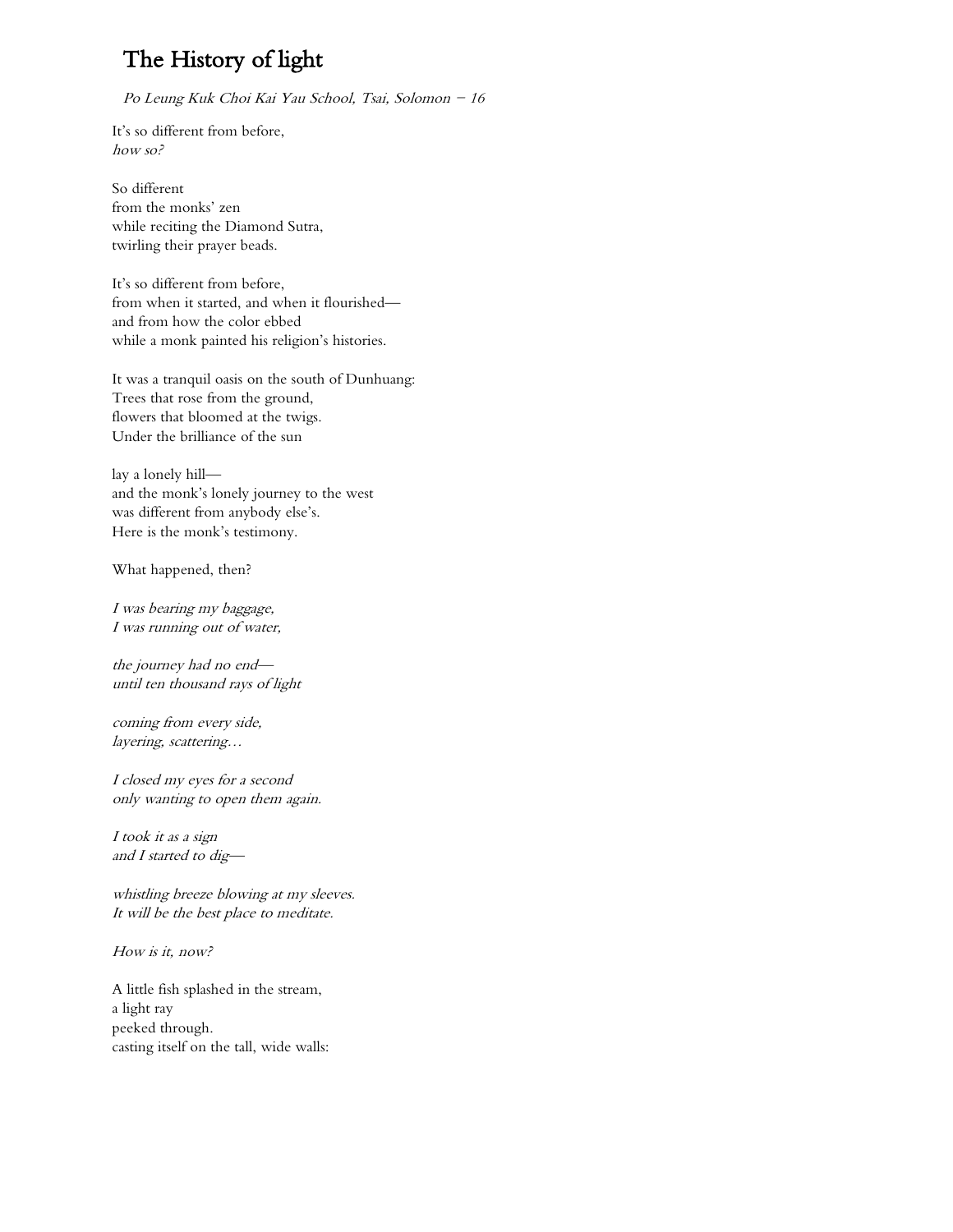## The History of light

*Po Leung Kuk Choi Kai Yau School, Tsai, Solomon – 16*

It's so different from before,  
*how so?*

So different  
from the monks' zen  
while reciting the Diamond Sutra,  
twirling their prayer beads.

It's so different from before,  
from when it started, and when it flourished—  
and from how the color ebbed  
while a monk painted his religion's histories.

It was a tranquil oasis on the south of Dunhuang:  
Trees that rose from the ground,  
flowers that bloomed at the twigs.  
Under the brilliance of the sun

lay a lonely hill—  
and the monk's lonely journey to the west  
was different from anybody else's.  
Here is the monk's testimony.

What happened, then?

*I was bearing my baggage,*  
*I was running out of water,*

*the journey had no end—*  
*until ten thousand rays of light*

*coming from every side,*  
*layering, scattering…*

*I closed my eyes for a second*  
*only wanting to open them again.*

*I took it as a sign*  
*and I started to dig—*

*whistling breeze blowing at my sleeves.*  
*It will be the best place to meditate.*

*How is it, now?*

A little fish splashed in the stream,  
a light ray  
peeked through.  
casting itself on the tall, wide walls: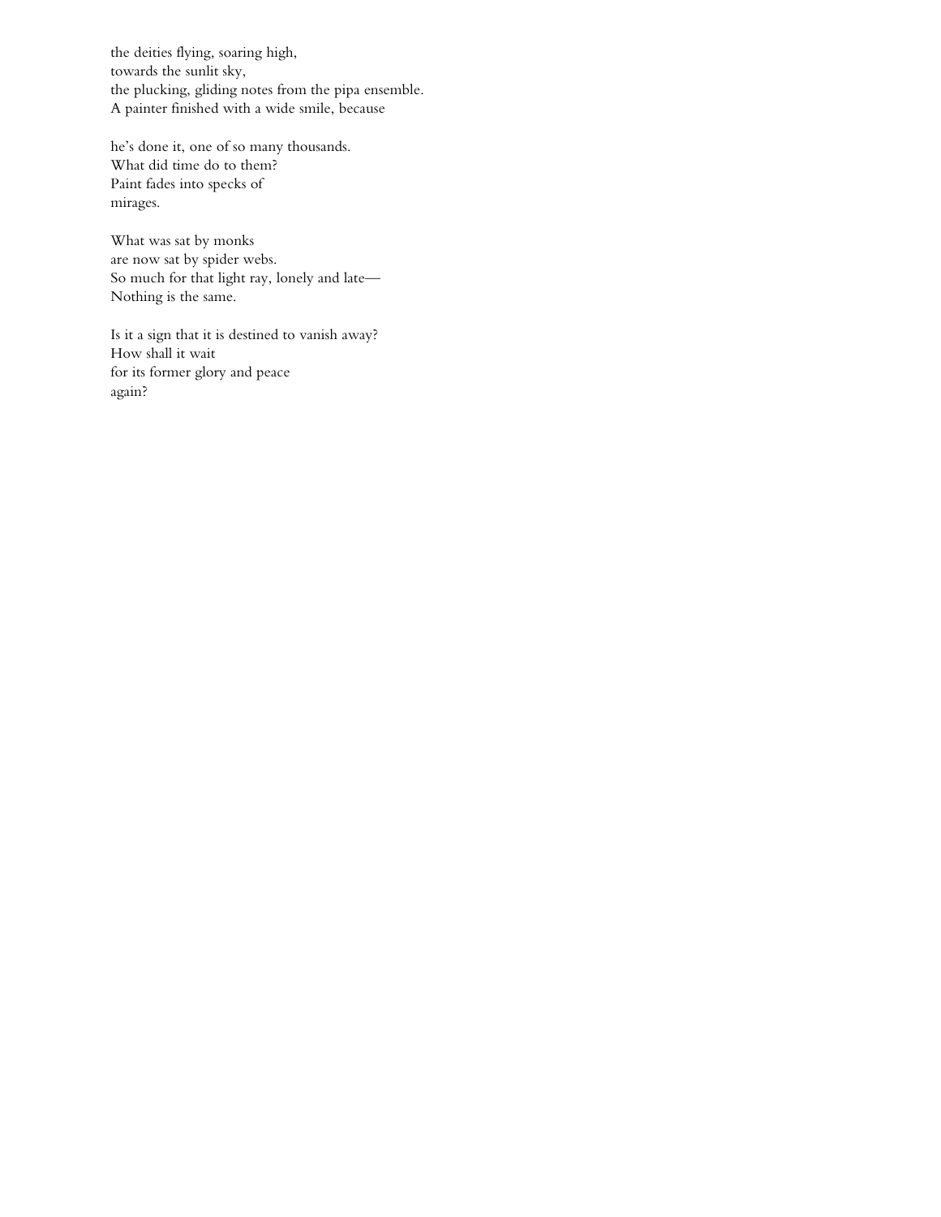the deities flying, soaring high,  
towards the sunlit sky,  
the plucking, gliding notes from the pipa ensemble.  
A painter finished with a wide smile, because

he's done it, one of so many thousands.  
What did time do to them?  
Paint fades into specks of  
mirages.

What was sat by monks  
are now sat by spider webs.  
So much for that light ray, lonely and late—  
Nothing is the same.

Is it a sign that it is destined to vanish away?  
How shall it wait  
for its former glory and peace  
again?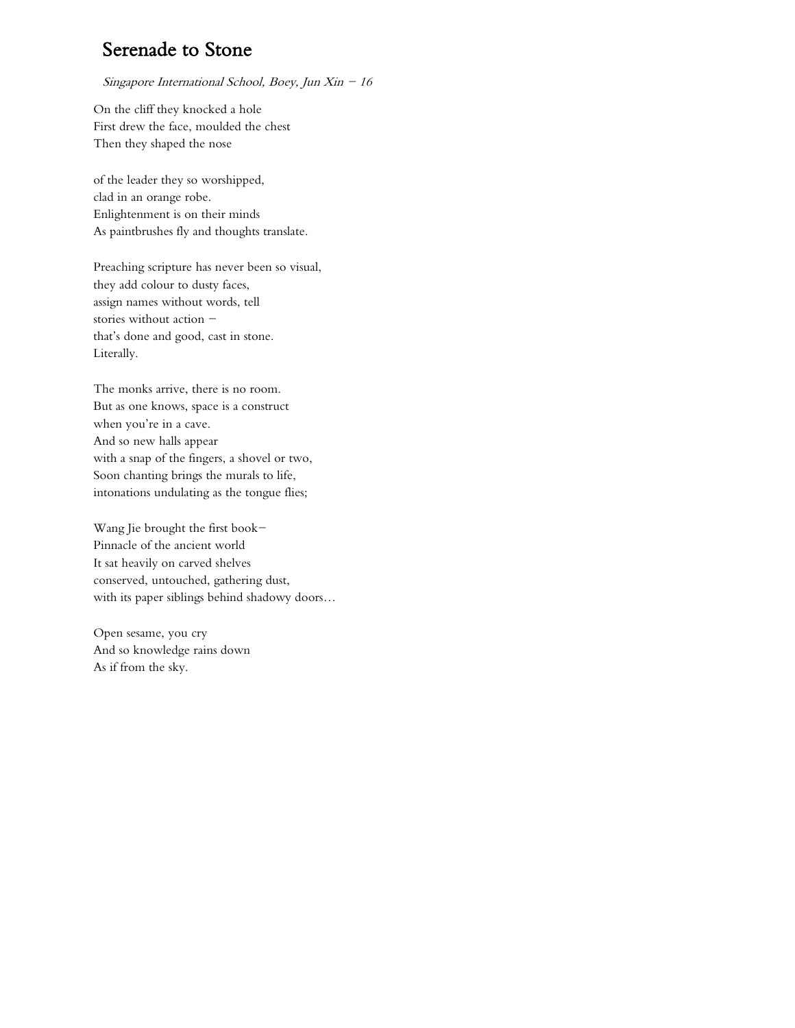# Serenade to Stone

*Singapore International School, Boey, Jun Xin – 16*

On the cliff they knocked a hole
First drew the face, moulded the chest
Then they shaped the nose

of the leader they so worshipped,
clad in an orange robe.
Enlightenment is on their minds
As paintbrushes fly and thoughts translate.

Preaching scripture has never been so visual,
they add colour to dusty faces,
assign names without words, tell
stories without action –
that's done and good, cast in stone.
Literally.

The monks arrive, there is no room.
But as one knows, space is a construct
when you're in a cave.
And so new halls appear
with a snap of the fingers, a shovel or two,
Soon chanting brings the murals to life,
intonations undulating as the tongue flies;

Wang Jie brought the first book–
Pinnacle of the ancient world
It sat heavily on carved shelves
conserved, untouched, gathering dust,
with its paper siblings behind shadowy doors…

Open sesame, you cry
And so knowledge rains down
As if from the sky.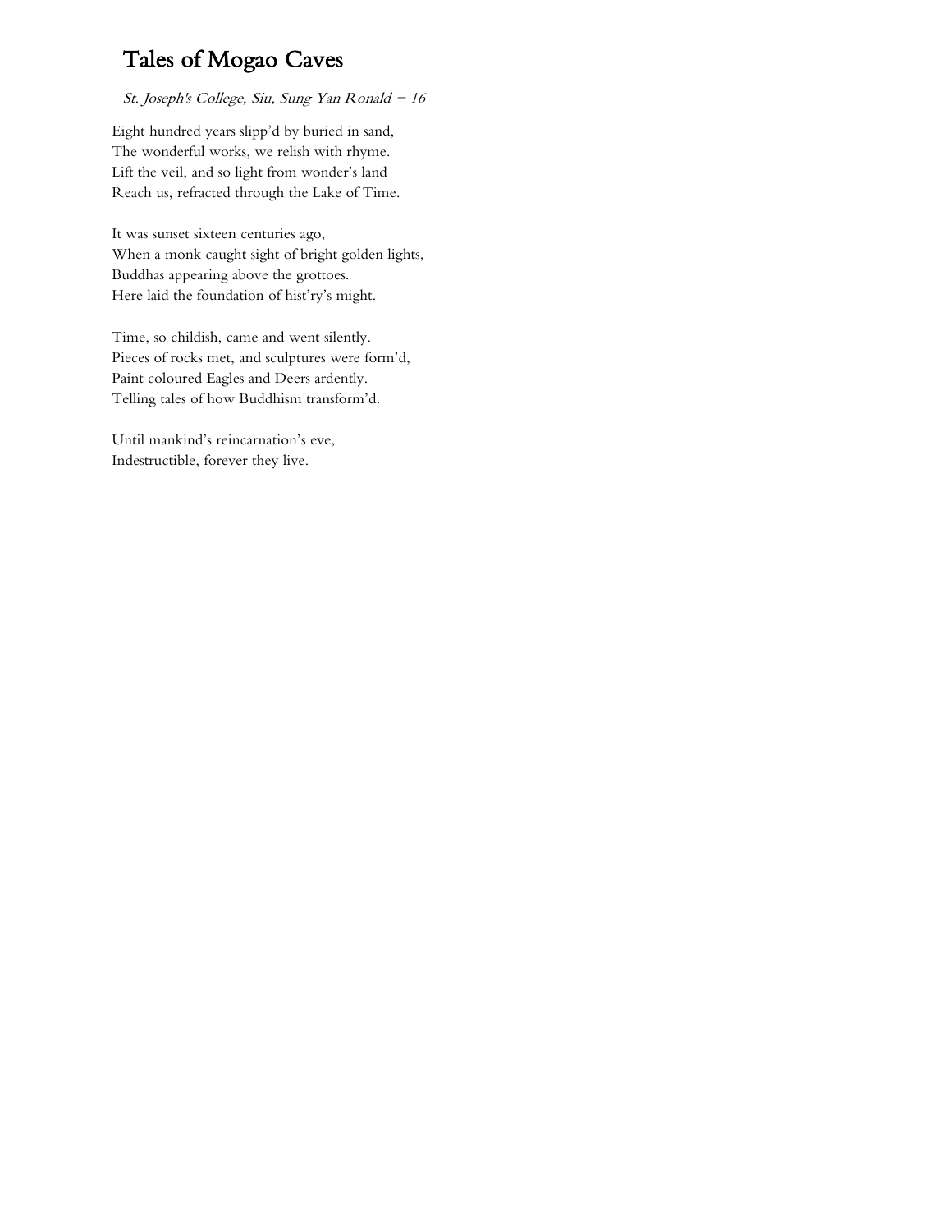# Tales of Mogao Caves

*St. Joseph's College, Siu, Sung Yan Ronald – 16*

Eight hundred years slipp'd by buried in sand,
The wonderful works, we relish with rhyme.
Lift the veil, and so light from wonder's land
Reach us, refracted through the Lake of Time.

It was sunset sixteen centuries ago,
When a monk caught sight of bright golden lights,
Buddhas appearing above the grottoes.
Here laid the foundation of hist'ry's might.

Time, so childish, came and went silently.
Pieces of rocks met, and sculptures were form'd,
Paint coloured Eagles and Deers ardently.
Telling tales of how Buddhism transform'd.

Until mankind's reincarnation's eve,
Indestructible, forever they live.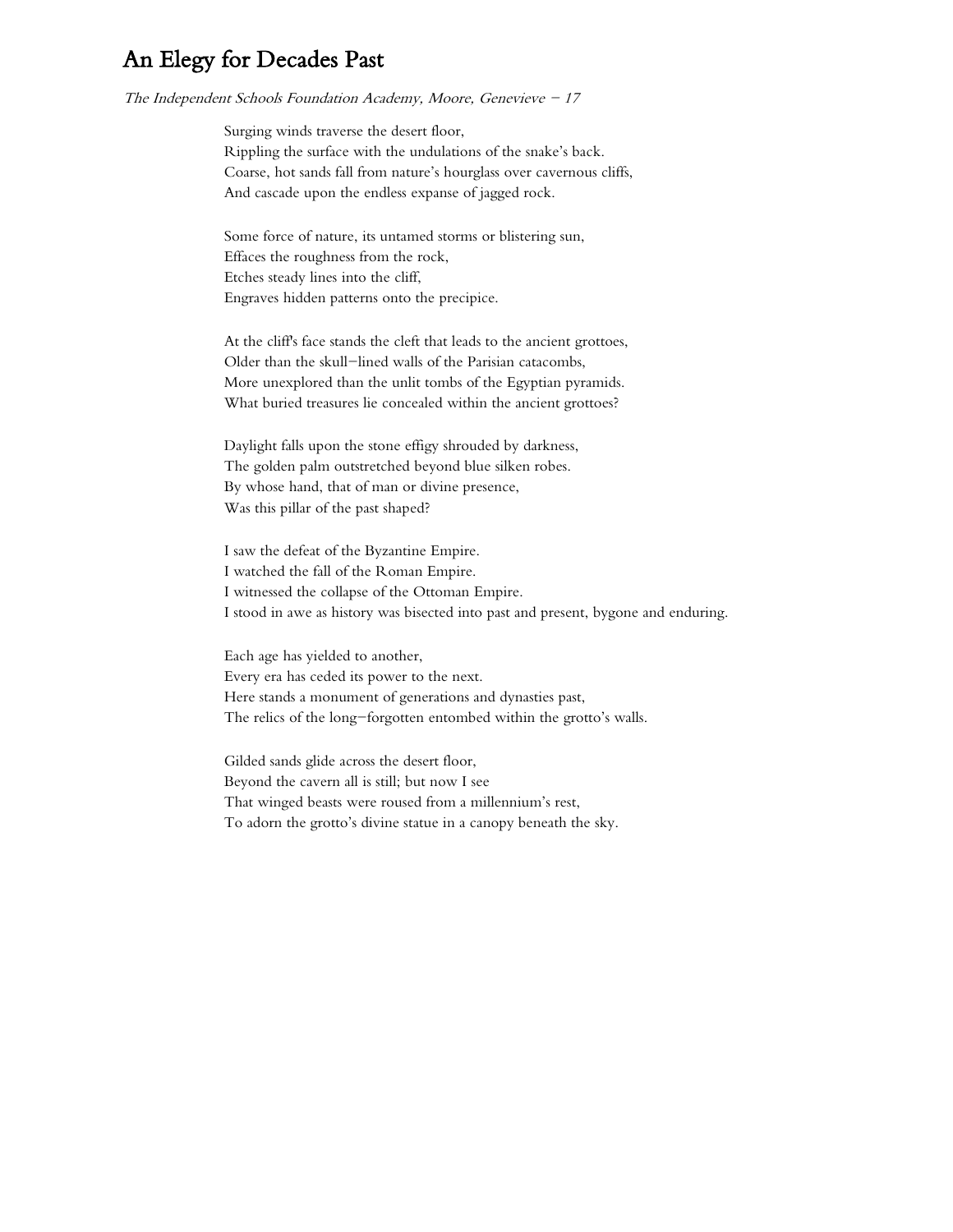# An Elegy for Decades Past

*The Independent Schools Foundation Academy, Moore, Genevieve – 17*

Surging winds traverse the desert floor,
Rippling the surface with the undulations of the snake's back.
Coarse, hot sands fall from nature's hourglass over cavernous cliffs,
And cascade upon the endless expanse of jagged rock.

Some force of nature, its untamed storms or blistering sun,
Effaces the roughness from the rock,
Etches steady lines into the cliff,
Engraves hidden patterns onto the precipice.

At the cliff's face stands the cleft that leads to the ancient grottoes,
Older than the skull–lined walls of the Parisian catacombs,
More unexplored than the unlit tombs of the Egyptian pyramids.
What buried treasures lie concealed within the ancient grottoes?

Daylight falls upon the stone effigy shrouded by darkness,
The golden palm outstretched beyond blue silken robes.
By whose hand, that of man or divine presence,
Was this pillar of the past shaped?

I saw the defeat of the Byzantine Empire.
I watched the fall of the Roman Empire.
I witnessed the collapse of the Ottoman Empire.
I stood in awe as history was bisected into past and present, bygone and enduring.

Each age has yielded to another,
Every era has ceded its power to the next.
Here stands a monument of generations and dynasties past,
The relics of the long–forgotten entombed within the grotto's walls.

Gilded sands glide across the desert floor,
Beyond the cavern all is still; but now I see
That winged beasts were roused from a millennium's rest,
To adorn the grotto's divine statue in a canopy beneath the sky.